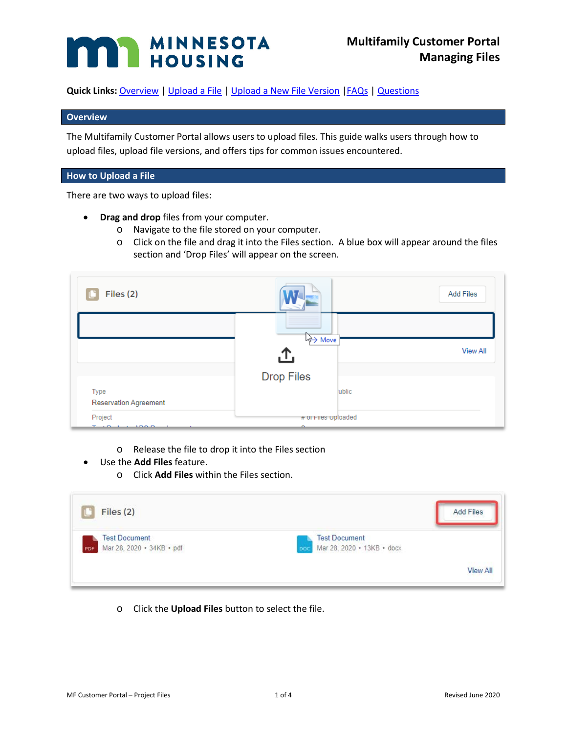# Multifamily Customer Portal Managing Files

**Quick Links:** Overview | Upload a File | Upload a New File Version | FAQs | Questions

## Overview

The Multifamily Customer Portal allows users to upload files. This guide walks users through how to upload files, upload file versions, and offers tips for common issues encountered.

## How to Upload a File

There are two ways to upload files:

- **Drag and drop** files from your computer.
  - Navigate to the file stored on your computer.
  - Click on the file and drag it into the Files section. A blue box will appear around the files section and 'Drop Files' will appear on the screen.
  - Release the file to drop it into the Files section
- Use the **Add Files** feature.
  - Click **Add Files** within the Files section.
  - Click the **Upload Files** button to select the file.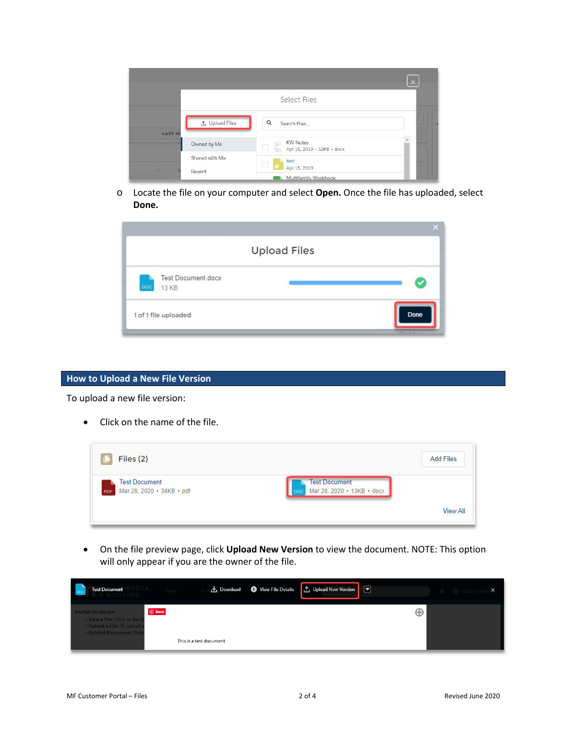- Locate the file on your computer and select **Open.** Once the file has uploaded, select **Done.**

## How to Upload a New File Version

To upload a new file version:

- Click on the name of the file.
- On the file preview page, click **Upload New Version** to view the document. NOTE: This option will only appear if you are the owner of the file.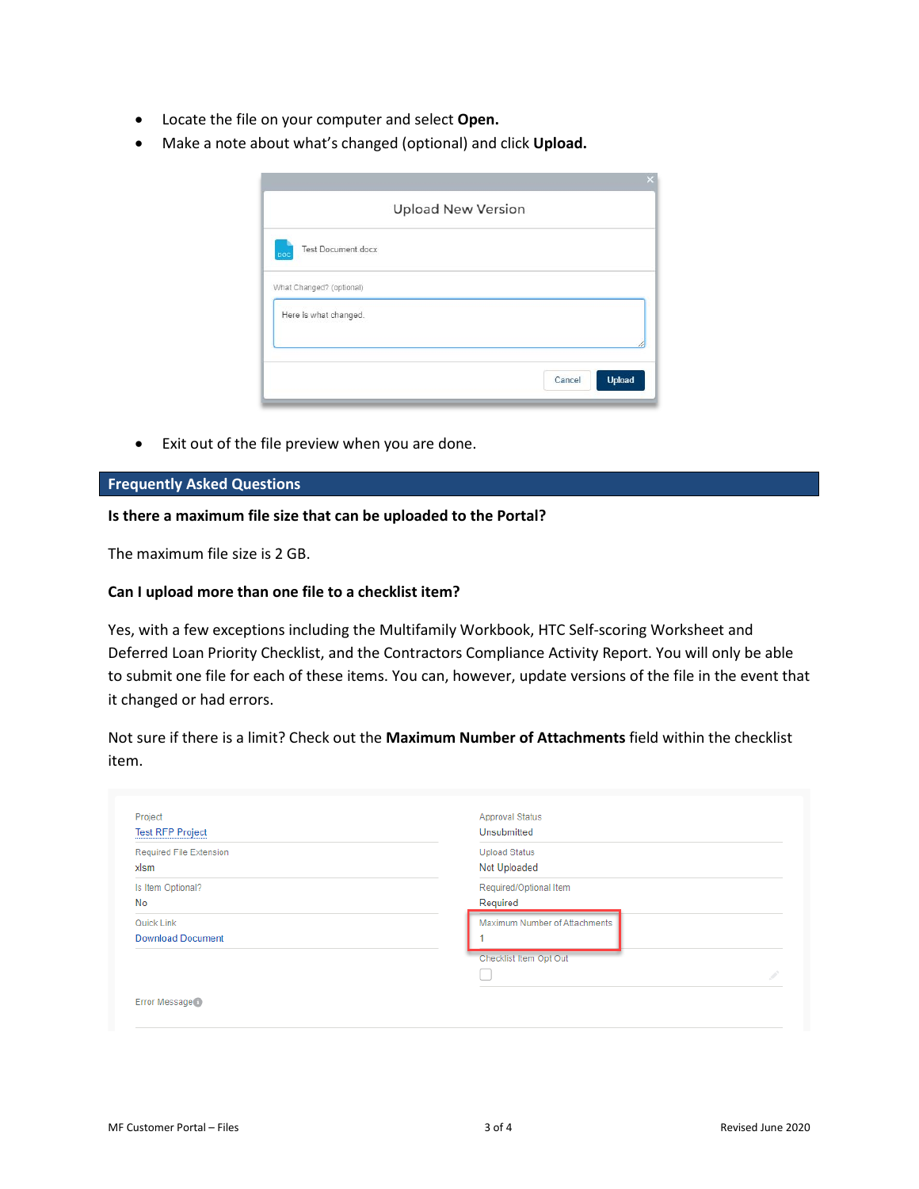- Locate the file on your computer and select **Open.**
- Make a note about what's changed (optional) and click **Upload.**

- Exit out of the file preview when you are done.

## Frequently Asked Questions

**Is there a maximum file size that can be uploaded to the Portal?**

The maximum file size is 2 GB.

**Can I upload more than one file to a checklist item?**

Yes, with a few exceptions including the Multifamily Workbook, HTC Self-scoring Worksheet and Deferred Loan Priority Checklist, and the Contractors Compliance Activity Report. You will only be able to submit one file for each of these items. You can, however, update versions of the file in the event that it changed or had errors.

Not sure if there is a limit? Check out the **Maximum Number of Attachments** field within the checklist item.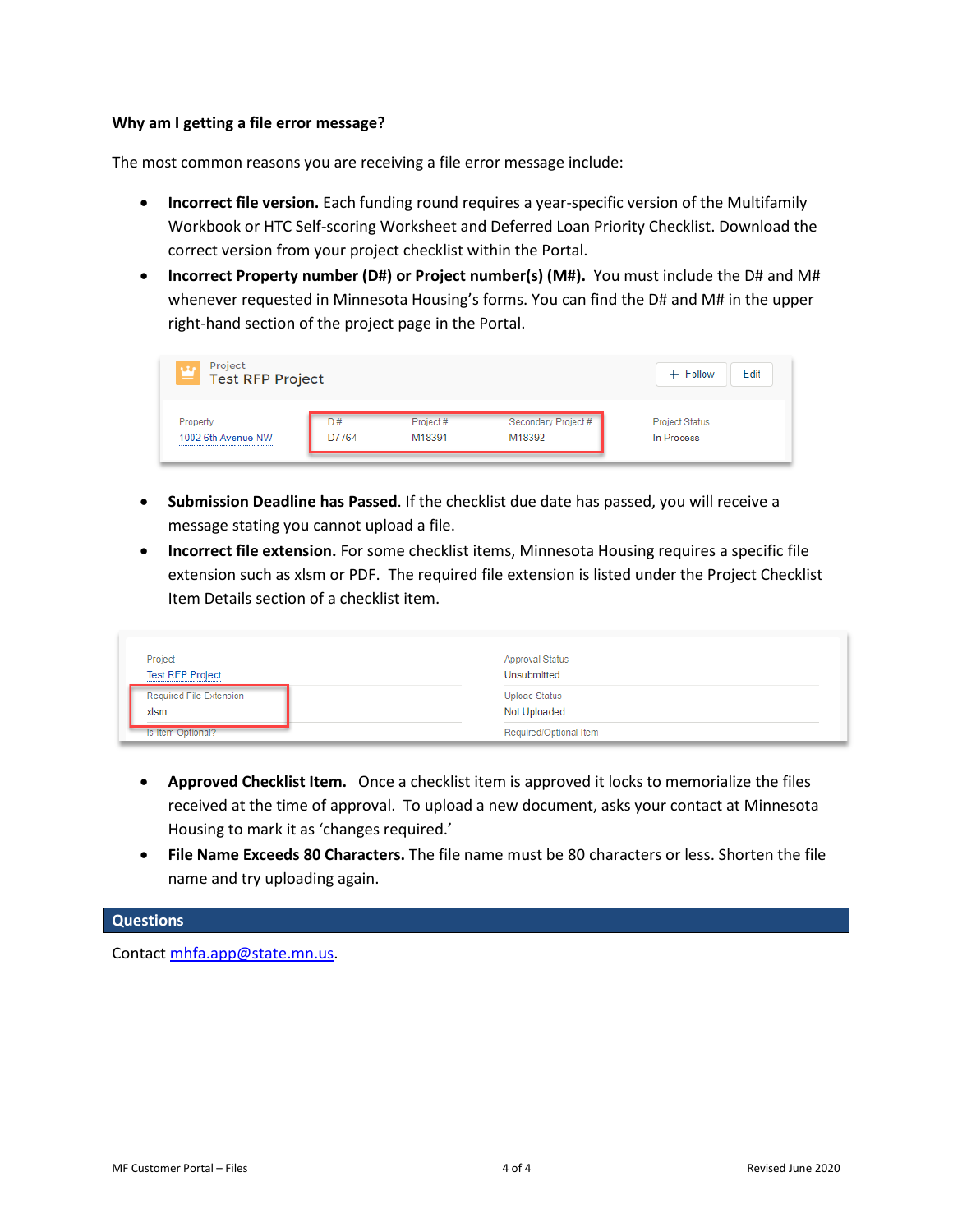**Why am I getting a file error message?**

The most common reasons you are receiving a file error message include:

- **Incorrect file version.** Each funding round requires a year-specific version of the Multifamily Workbook or HTC Self-scoring Worksheet and Deferred Loan Priority Checklist. Download the correct version from your project checklist within the Portal.
- **Incorrect Property number (D#) or Project number(s) (M#).** You must include the D# and M# whenever requested in Minnesota Housing's forms. You can find the D# and M# in the upper right-hand section of the project page in the Portal.

Project
Test RFP Project

+ Follow  Edit

| Property | D# | Project # | Secondary Project # | Project Status |
|---|---|---|---|---|
| 1002 6th Avenue NW | D7764 | M18391 | M18392 | In Process |

- **Submission Deadline has Passed**. If the checklist due date has passed, you will receive a message stating you cannot upload a file.
- **Incorrect file extension.** For some checklist items, Minnesota Housing requires a specific file extension such as xlsm or PDF. The required file extension is listed under the Project Checklist Item Details section of a checklist item.

| | |
|---|---|
| Project<br>Test RFP Project | Approval Status<br>Unsubmitted |
| Required File Extension<br>xlsm | Upload Status<br>Not Uploaded |
| Is Item Optional? | Required/Optional Item |

- **Approved Checklist Item.** Once a checklist item is approved it locks to memorialize the files received at the time of approval. To upload a new document, asks your contact at Minnesota Housing to mark it as 'changes required.'
- **File Name Exceeds 80 Characters.** The file name must be 80 characters or less. Shorten the file name and try uploading again.

## Questions

Contact mhfa.app@state.mn.us.